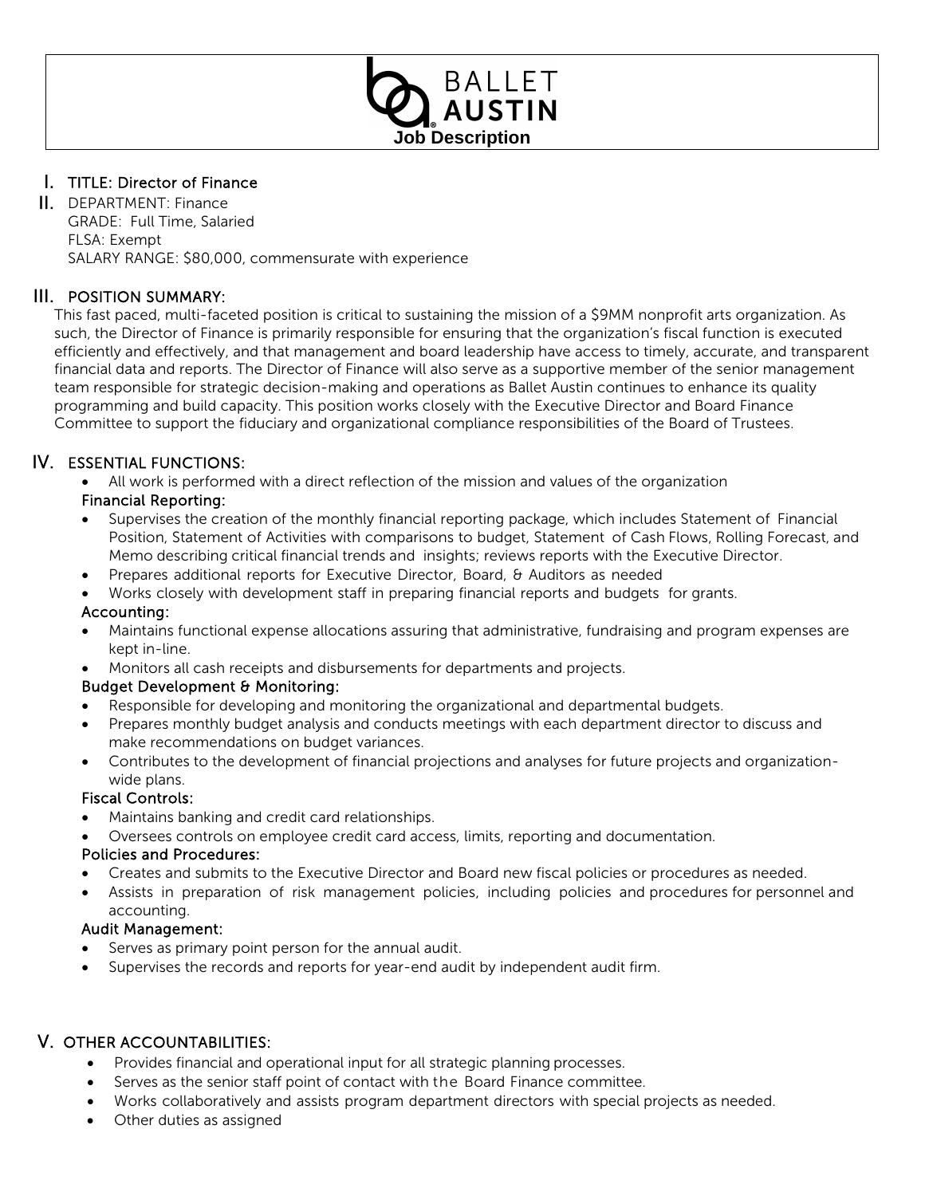BALLET AUSTIN

**Job Description**

## I. TITLE: Director of Finance

## II. DEPARTMENT: Finance

GRADE: Full Time, Salaried
FLSA: Exempt
SALARY RANGE: $80,000, commensurate with experience

## III. POSITION SUMMARY:

This fast paced, multi-faceted position is critical to sustaining the mission of a $9MM nonprofit arts organization. As such, the Director of Finance is primarily responsible for ensuring that the organization's fiscal function is executed efficiently and effectively, and that management and board leadership have access to timely, accurate, and transparent financial data and reports. The Director of Finance will also serve as a supportive member of the senior management team responsible for strategic decision-making and operations as Ballet Austin continues to enhance its quality programming and build capacity. This position works closely with the Executive Director and Board Finance Committee to support the fiduciary and organizational compliance responsibilities of the Board of Trustees.

## IV. ESSENTIAL FUNCTIONS:

- All work is performed with a direct reflection of the mission and values of the organization

**Financial Reporting:**

- Supervises the creation of the monthly financial reporting package, which includes Statement of Financial Position, Statement of Activities with comparisons to budget, Statement of Cash Flows, Rolling Forecast, and Memo describing critical financial trends and insights; reviews reports with the Executive Director.
- Prepares additional reports for Executive Director, Board, & Auditors as needed
- Works closely with development staff in preparing financial reports and budgets for grants.

**Accounting:**

- Maintains functional expense allocations assuring that administrative, fundraising and program expenses are kept in-line.
- Monitors all cash receipts and disbursements for departments and projects.

**Budget Development & Monitoring:**

- Responsible for developing and monitoring the organizational and departmental budgets.
- Prepares monthly budget analysis and conducts meetings with each department director to discuss and make recommendations on budget variances.
- Contributes to the development of financial projections and analyses for future projects and organization-wide plans.

**Fiscal Controls:**

- Maintains banking and credit card relationships.
- Oversees controls on employee credit card access, limits, reporting and documentation.

**Policies and Procedures:**

- Creates and submits to the Executive Director and Board new fiscal policies or procedures as needed.
- Assists in preparation of risk management policies, including policies and procedures for personnel and accounting.

**Audit Management:**

- Serves as primary point person for the annual audit.
- Supervises the records and reports for year-end audit by independent audit firm.

## V. OTHER ACCOUNTABILITIES:

- Provides financial and operational input for all strategic planning processes.
- Serves as the senior staff point of contact with the Board Finance committee.
- Works collaboratively and assists program department directors with special projects as needed.
- Other duties as assigned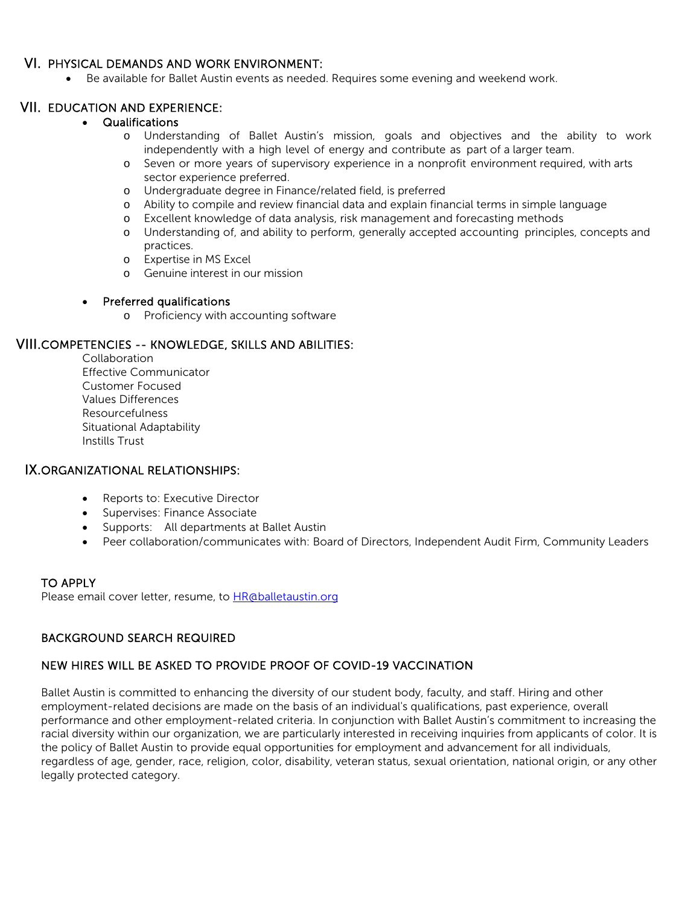## VI. PHYSICAL DEMANDS AND WORK ENVIRONMENT:

- Be available for Ballet Austin events as needed. Requires some evening and weekend work.

## VII. EDUCATION AND EXPERIENCE:

- Qualifications
  - Understanding of Ballet Austin's mission, goals and objectives and the ability to work independently with a high level of energy and contribute as part of a larger team.
  - Seven or more years of supervisory experience in a nonprofit environment required, with arts sector experience preferred.
  - Undergraduate degree in Finance/related field, is preferred
  - Ability to compile and review financial data and explain financial terms in simple language
  - Excellent knowledge of data analysis, risk management and forecasting methods
  - Understanding of, and ability to perform, generally accepted accounting principles, concepts and practices.
  - Expertise in MS Excel
  - Genuine interest in our mission

- Preferred qualifications
  - Proficiency with accounting software

## VIII. COMPETENCIES -- KNOWLEDGE, SKILLS AND ABILITIES:

Collaboration
Effective Communicator
Customer Focused
Values Differences
Resourcefulness
Situational Adaptability
Instills Trust

## IX. ORGANIZATIONAL RELATIONSHIPS:

- Reports to: Executive Director
- Supervises: Finance Associate
- Supports: All departments at Ballet Austin
- Peer collaboration/communicates with: Board of Directors, Independent Audit Firm, Community Leaders

### TO APPLY

Please email cover letter, resume, to HR@balletaustin.org

### BACKGROUND SEARCH REQUIRED

### NEW HIRES WILL BE ASKED TO PROVIDE PROOF OF COVID-19 VACCINATION

Ballet Austin is committed to enhancing the diversity of our student body, faculty, and staff. Hiring and other employment-related decisions are made on the basis of an individual's qualifications, past experience, overall performance and other employment-related criteria. In conjunction with Ballet Austin's commitment to increasing the racial diversity within our organization, we are particularly interested in receiving inquiries from applicants of color. It is the policy of Ballet Austin to provide equal opportunities for employment and advancement for all individuals, regardless of age, gender, race, religion, color, disability, veteran status, sexual orientation, national origin, or any other legally protected category.